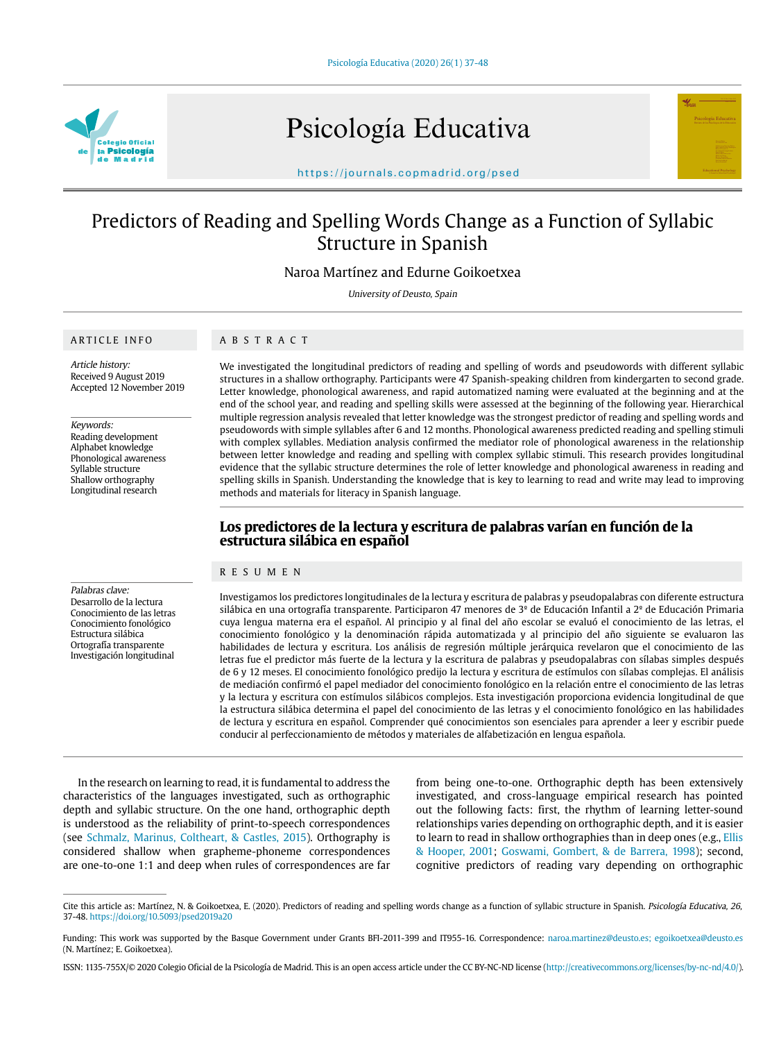# Predictors of Reading and Spelling Words Change as a Function of Syllabic Structure in Spanish

Naroa Martínez and Edurne Goikoetxea

*University of Deusto, Spain*

## ARTICLE INFO

*Article history:*
Received 9 August 2019
Accepted 12 November 2019

*Keywords:*
Reading development
Alphabet knowledge
Phonological awareness
Syllable structure
Shallow orthography
Longitudinal research

*Palabras clave:*
Desarrollo de la lectura
Conocimiento de las letras
Conocimiento fonológico
Estructura silábica
Ortografía transparente
Investigación longitudinal

## ABSTRACT

We investigated the longitudinal predictors of reading and spelling of words and pseudowords with different syllabic structures in a shallow orthography. Participants were 47 Spanish-speaking children from kindergarten to second grade. Letter knowledge, phonological awareness, and rapid automatized naming were evaluated at the beginning and at the end of the school year, and reading and spelling skills were assessed at the beginning of the following year. Hierarchical multiple regression analysis revealed that letter knowledge was the strongest predictor of reading and spelling words and pseudowords with simple syllables after 6 and 12 months. Phonological awareness predicted reading and spelling stimuli with complex syllables. Mediation analysis confirmed the mediator role of phonological awareness in the relationship between letter knowledge and reading and spelling with complex syllabic stimuli. This research provides longitudinal evidence that the syllabic structure determines the role of letter knowledge and phonological awareness in reading and spelling skills in Spanish. Understanding the knowledge that is key to learning to read and write may lead to improving methods and materials for literacy in Spanish language.

## Los predictores de la lectura y escritura de palabras varían en función de la estructura silábica en español

## RESUMEN

Investigamos los predictores longitudinales de la lectura y escritura de palabras y pseudopalabras con diferente estructura silábica en una ortografía transparente. Participaron 47 menores de 3º de Educación Infantil a 2º de Educación Primaria cuya lengua materna era el español. Al principio y al final del año escolar se evaluó el conocimiento de las letras, el conocimiento fonológico y la denominación rápida automatizada y al principio del año siguiente se evaluaron las habilidades de lectura y escritura. Los análisis de regresión múltiple jerárquica revelaron que el conocimiento de las letras fue el predictor más fuerte de la lectura y la escritura de palabras y pseudopalabras con sílabas simples después de 6 y 12 meses. El conocimiento fonológico predijo la lectura y escritura de estímulos con sílabas complejas. El análisis de mediación confirmó el papel mediador del conocimiento fonológico en la relación entre el conocimiento de las letras y la lectura y escritura con estímulos silábicos complejos. Esta investigación proporciona evidencia longitudinal de que la estructura silábica determina el papel del conocimiento de las letras y el conocimiento fonológico en las habilidades de lectura y escritura en español. Comprender qué conocimientos son esenciales para aprender a leer y escribir puede conducir al perfeccionamiento de métodos y materiales de alfabetización en lengua española.

In the research on learning to read, it is fundamental to address the characteristics of the languages investigated, such as orthographic depth and syllabic structure. On the one hand, orthographic depth is understood as the reliability of print-to-speech correspondences (see Schmalz, Marinus, Coltheart, & Castles, 2015). Orthography is considered shallow when grapheme-phoneme correspondences are one-to-one 1:1 and deep when rules of correspondences are far from being one-to-one. Orthographic depth has been extensively investigated, and cross-language empirical research has pointed out the following facts: first, the rhythm of learning letter-sound relationships varies depending on orthographic depth, and it is easier to learn to read in shallow orthographies than in deep ones (e.g., Ellis & Hooper, 2001; Goswami, Gombert, & de Barrera, 1998); second, cognitive predictors of reading vary depending on orthographic

Cite this article as: Martínez, N. & Goikoetxea, E. (2020). Predictors of reading and spelling words change as a function of syllabic structure in Spanish. *Psicología Educativa, 26*, 37-48. https://doi.org/10.5093/psed2019a20

Funding: This work was supported by the Basque Government under Grants BFI-2011-399 and IT955-16. Correspondence: naroa.martinez@deusto.es; egoikoetxea@deusto.es (N. Martínez; E. Goikoetxea).

ISSN: 1135-755X/© 2020 Colegio Oficial de la Psicología de Madrid. This is an open access article under the CC BY-NC-ND license (http://creativecommons.org/licenses/by-nc-nd/4.0/).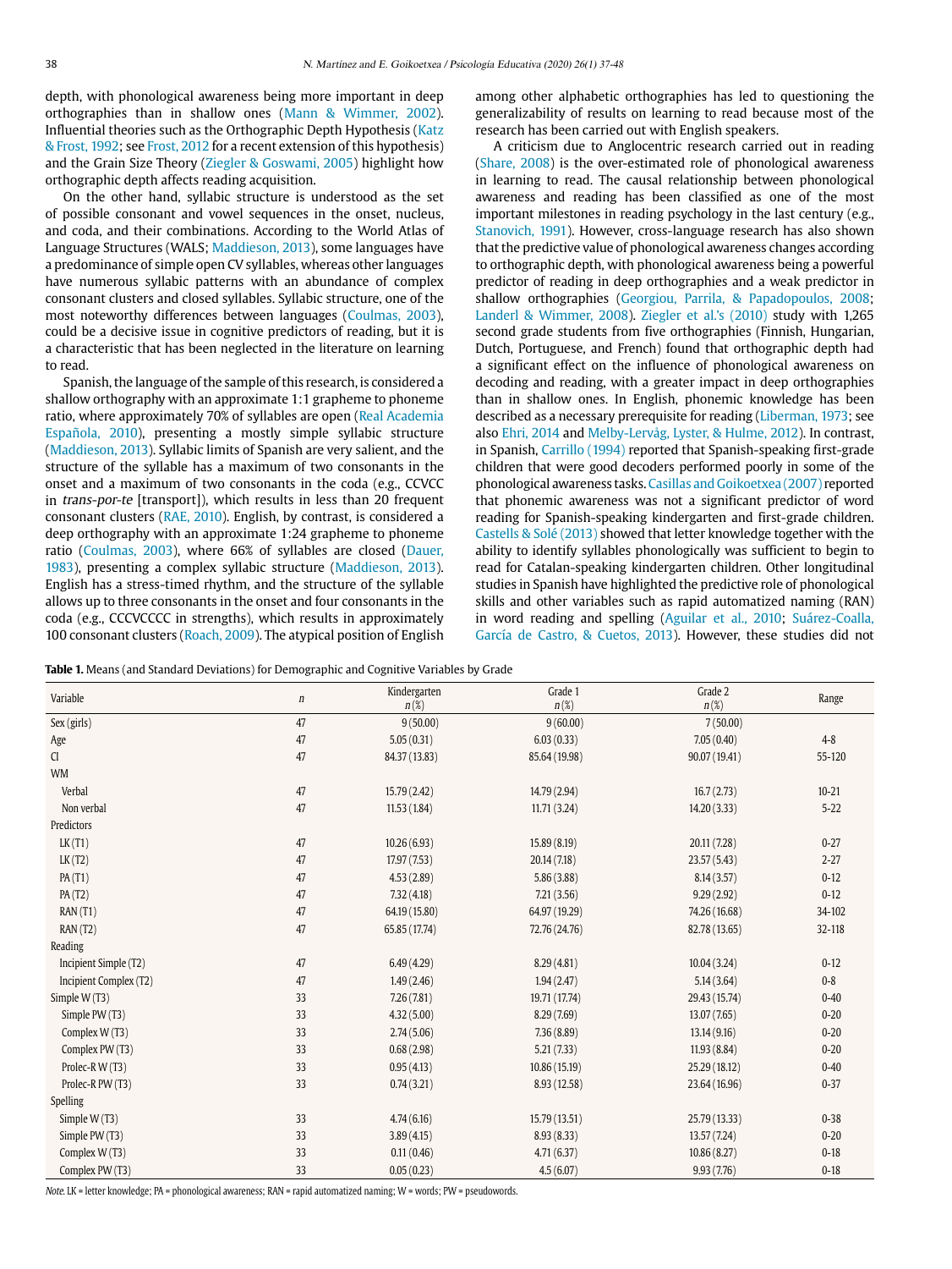depth, with phonological awareness being more important in deep orthographies than in shallow ones (Mann & Wimmer, 2002). Influential theories such as the Orthographic Depth Hypothesis (Katz & Frost, 1992; see Frost, 2012 for a recent extension of this hypothesis) and the Grain Size Theory (Ziegler & Goswami, 2005) highlight how orthographic depth affects reading acquisition.

On the other hand, syllabic structure is understood as the set of possible consonant and vowel sequences in the onset, nucleus, and coda, and their combinations. According to the World Atlas of Language Structures (WALS; Maddieson, 2013), some languages have a predominance of simple open CV syllables, whereas other languages have numerous syllabic patterns with an abundance of complex consonant clusters and closed syllables. Syllabic structure, one of the most noteworthy differences between languages (Coulmas, 2003), could be a decisive issue in cognitive predictors of reading, but it is a characteristic that has been neglected in the literature on learning to read.

Spanish, the language of the sample of this research, is considered a shallow orthography with an approximate 1:1 grapheme to phoneme ratio, where approximately 70% of syllables are open (Real Academia Española, 2010), presenting a mostly simple syllabic structure (Maddieson, 2013). Syllabic limits of Spanish are very salient, and the structure of the syllable has a maximum of two consonants in the onset and a maximum of two consonants in the coda (e.g., CCVCC in *trans-por-te* [transport]), which results in less than 20 frequent consonant clusters (RAE, 2010). English, by contrast, is considered a deep orthography with an approximate 1:24 grapheme to phoneme ratio (Coulmas, 2003), where 66% of syllables are closed (Dauer, 1983), presenting a complex syllabic structure (Maddieson, 2013). English has a stress-timed rhythm, and the structure of the syllable allows up to three consonants in the onset and four consonants in the coda (e.g., CCCVCCCC in strengths), which results in approximately 100 consonant clusters (Roach, 2009). The atypical position of English among other alphabetic orthographies has led to questioning the generalizability of results on learning to read because most of the research has been carried out with English speakers.

A criticism due to Anglocentric research carried out in reading (Share, 2008) is the over-estimated role of phonological awareness in learning to read. The causal relationship between phonological awareness and reading has been classified as one of the most important milestones in reading psychology in the last century (e.g., Stanovich, 1991). However, cross-language research has also shown that the predictive value of phonological awareness changes according to orthographic depth, with phonological awareness being a powerful predictor of reading in deep orthographies and a weak predictor in shallow orthographies (Georgiou, Parrila, & Papadopoulos, 2008; Landerl & Wimmer, 2008). Ziegler et al.'s (2010) study with 1,265 second grade students from five orthographies (Finnish, Hungarian, Dutch, Portuguese, and French) found that orthographic depth had a significant effect on the influence of phonological awareness on decoding and reading, with a greater impact in deep orthographies than in shallow ones. In English, phonemic knowledge has been described as a necessary prerequisite for reading (Liberman, 1973; see also Ehri, 2014 and Melby-Lervåg, Lyster, & Hulme, 2012). In contrast, in Spanish, Carrillo (1994) reported that Spanish-speaking first-grade children that were good decoders performed poorly in some of the phonological awareness tasks. Casillas and Goikoetxea (2007) reported that phonemic awareness was not a significant predictor of word reading for Spanish-speaking kindergarten and first-grade children. Castells & Solé (2013) showed that letter knowledge together with the ability to identify syllables phonologically was sufficient to begin to read for Catalan-speaking kindergarten children. Other longitudinal studies in Spanish have highlighted the predictive role of phonological skills and other variables such as rapid automatized naming (RAN) in word reading and spelling (Aguilar et al., 2010; Suárez-Coalla, García de Castro, & Cuetos, 2013). However, these studies did not

**Table 1.** Means (and Standard Deviations) for Demographic and Cognitive Variables by Grade

| Variable | *n* | Kindergarten *n*(%) | Grade 1 *n*(%) | Grade 2 *n*(%) | Range |
|---|---|---|---|---|---|
| Sex (girls) | 47 | 9 (50.00) | 9 (60.00) | 7 (50.00) | |
| Age | 47 | 5.05 (0.31) | 6.03 (0.33) | 7.05 (0.40) | 4-8 |
| CI | 47 | 84.37 (13.83) | 85.64 (19.98) | 90.07 (19.41) | 55-120 |
| WM | | | | | |
| Verbal | 47 | 15.79 (2.42) | 14.79 (2.94) | 16.7 (2.73) | 10-21 |
| Non verbal | 47 | 11.53 (1.84) | 11.71 (3.24) | 14.20 (3.33) | 5-22 |
| Predictors | | | | | |
| LK (T1) | 47 | 10.26 (6.93) | 15.89 (8.19) | 20.11 (7.28) | 0-27 |
| LK (T2) | 47 | 17.97 (7.53) | 20.14 (7.18) | 23.57 (5.43) | 2-27 |
| PA (T1) | 47 | 4.53 (2.89) | 5.86 (3.88) | 8.14 (3.57) | 0-12 |
| PA (T2) | 47 | 7.32 (4.18) | 7.21 (3.56) | 9.29 (2.92) | 0-12 |
| RAN (T1) | 47 | 64.19 (15.80) | 64.97 (19.29) | 74.26 (16.68) | 34-102 |
| RAN (T2) | 47 | 65.85 (17.74) | 72.76 (24.76) | 82.78 (13.65) | 32-118 |
| Reading | | | | | |
| Incipient Simple (T2) | 47 | 6.49 (4.29) | 8.29 (4.81) | 10.04 (3.24) | 0-12 |
| Incipient Complex (T2) | 47 | 1.49 (2.46) | 1.94 (2.47) | 5.14 (3.64) | 0-8 |
| Simple W (T3) | 33 | 7.26 (7.81) | 19.71 (17.74) | 29.43 (15.74) | 0-40 |
| Simple PW (T3) | 33 | 4.32 (5.00) | 8.29 (7.69) | 13.07 (7.65) | 0-20 |
| Complex W (T3) | 33 | 2.74 (5.06) | 7.36 (8.89) | 13.14 (9.16) | 0-20 |
| Complex PW (T3) | 33 | 0.68 (2.98) | 5.21 (7.33) | 11.93 (8.84) | 0-20 |
| Prolec-R W (T3) | 33 | 0.95 (4.13) | 10.86 (15.19) | 25.29 (18.12) | 0-40 |
| Prolec-R PW (T3) | 33 | 0.74 (3.21) | 8.93 (12.58) | 23.64 (16.96) | 0-37 |
| Spelling | | | | | |
| Simple W (T3) | 33 | 4.74 (6.16) | 15.79 (13.51) | 25.79 (13.33) | 0-38 |
| Simple PW (T3) | 33 | 3.89 (4.15) | 8.93 (8.33) | 13.57 (7.24) | 0-20 |
| Complex W (T3) | 33 | 0.11 (0.46) | 4.71 (6.37) | 10.86 (8.27) | 0-18 |
| Complex PW (T3) | 33 | 0.05 (0.23) | 4.5 (6.07) | 9.93 (7.76) | 0-18 |

*Note.* LK = letter knowledge; PA = phonological awareness; RAN = rapid automatized naming; W = words; PW = pseudowords.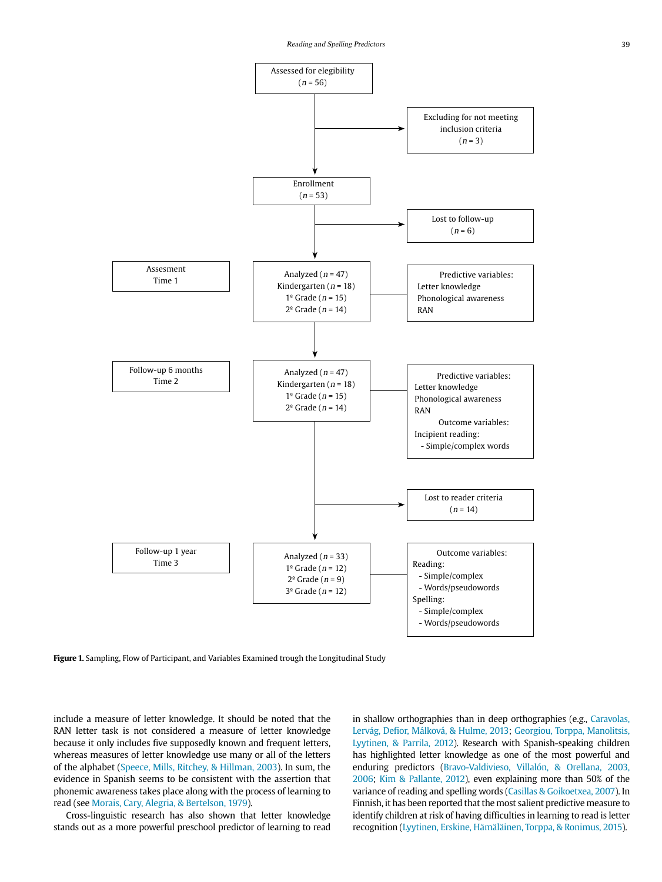Assessed for eligibility ($n$ = 56)

→ Excluding for not meeting inclusion criteria ($n$ = 3)

Enrollment ($n$ = 53)

→ Lost to follow-up ($n$ = 6)

| Time | Sample | Variables |
|---|---|---|
| Assesment Time 1 | Analyzed ($n$ = 47)<br>Kindergarten ($n$ = 18)<br>1º Grade ($n$ = 15)<br>2º Grade ($n$ = 14) | Predictive variables:<br>Letter knowledge<br>Phonological awareness<br>RAN |
| Follow-up 6 months Time 2 | Analyzed ($n$ = 47)<br>Kindergarten ($n$ = 18)<br>1º Grade ($n$ = 15)<br>2º Grade ($n$ = 14) | Predictive variables:<br>Letter knowledge<br>Phonological awareness<br>RAN<br>Outcome variables:<br>Incipient reading:<br>- Simple/complex words |

→ Lost to reader criteria ($n$ = 14)

| Time | Sample | Variables |
|---|---|---|
| Follow-up 1 year Time 3 | Analyzed ($n$ = 33)<br>1º Grade ($n$ = 12)<br>2º Grade ($n$ = 9)<br>3º Grade ($n$ = 12) | Outcome variables:<br>Reading:<br>- Simple/complex<br>- Words/pseudowords<br>Spelling:<br>- Simple/complex<br>- Words/pseudowords |

**Figure 1.** Sampling, Flow of Participant, and Variables Examined trough the Longitudinal Study

include a measure of letter knowledge. It should be noted that the RAN letter task is not considered a measure of letter knowledge because it only includes five supposedly known and frequent letters, whereas measures of letter knowledge use many or all of the letters of the alphabet (Speece, Mills, Ritchey, & Hillman, 2003). In sum, the evidence in Spanish seems to be consistent with the assertion that phonemic awareness takes place along with the process of learning to read (see Morais, Cary, Alegria, & Bertelson, 1979).

Cross-linguistic research has also shown that letter knowledge stands out as a more powerful preschool predictor of learning to read in shallow orthographies than in deep orthographies (e.g., Caravolas, Lervåg, Defior, Málková, & Hulme, 2013; Georgiou, Torppa, Manolitsis, Lyytinen, & Parrila, 2012). Research with Spanish-speaking children has highlighted letter knowledge as one of the most powerful and enduring predictors (Bravo-Valdivieso, Villalón, & Orellana, 2003, 2006; Kim & Pallante, 2012), even explaining more than 50% of the variance of reading and spelling words (Casillas & Goikoetxea, 2007). In Finnish, it has been reported that the most salient predictive measure to identify children at risk of having difficulties in learning to read is letter recognition (Lyytinen, Erskine, Hämäläinen, Torppa, & Ronimus, 2015).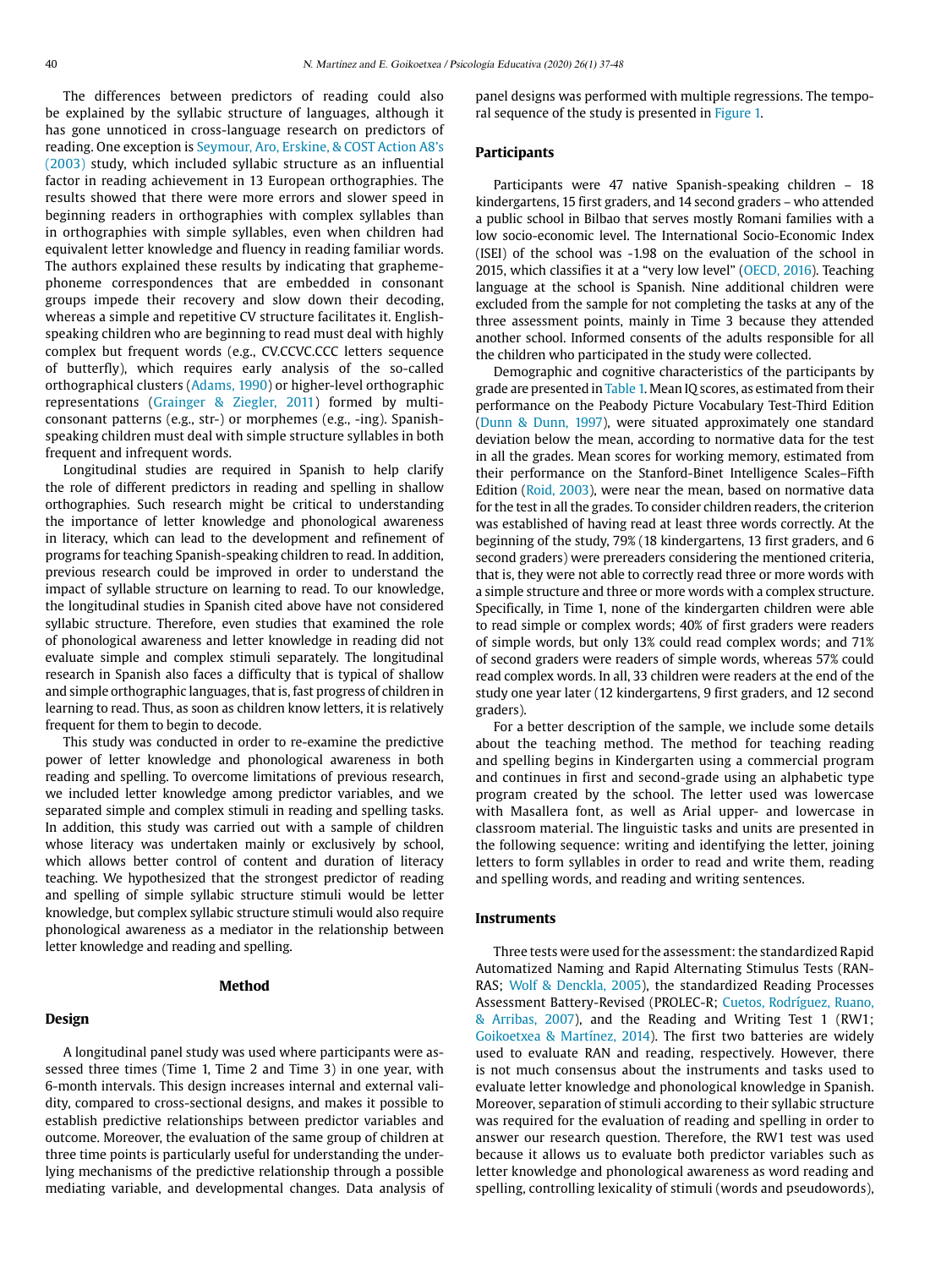The differences between predictors of reading could also be explained by the syllabic structure of languages, although it has gone unnoticed in cross-language research on predictors of reading. One exception is Seymour, Aro, Erskine, & COST Action A8's (2003) study, which included syllabic structure as an influential factor in reading achievement in 13 European orthographies. The results showed that there were more errors and slower speed in beginning readers in orthographies with complex syllables than in orthographies with simple syllables, even when children had equivalent letter knowledge and fluency in reading familiar words. The authors explained these results by indicating that grapheme-phoneme correspondences that are embedded in consonant groups impede their recovery and slow down their decoding, whereas a simple and repetitive CV structure facilitates it. English-speaking children who are beginning to read must deal with highly complex but frequent words (e.g., CV.CCVC.CCC letters sequence of butterfly), which requires early analysis of the so-called orthographical clusters (Adams, 1990) or higher-level orthographic representations (Grainger & Ziegler, 2011) formed by multi-consonant patterns (e.g., str-) or morphemes (e.g., -ing). Spanish-speaking children must deal with simple structure syllables in both frequent and infrequent words.

Longitudinal studies are required in Spanish to help clarify the role of different predictors in reading and spelling in shallow orthographies. Such research might be critical to understanding the importance of letter knowledge and phonological awareness in literacy, which can lead to the development and refinement of programs for teaching Spanish-speaking children to read. In addition, previous research could be improved in order to understand the impact of syllable structure on learning to read. To our knowledge, the longitudinal studies in Spanish cited above have not considered syllabic structure. Therefore, even studies that examined the role of phonological awareness and letter knowledge in reading did not evaluate simple and complex stimuli separately. The longitudinal research in Spanish also faces a difficulty that is typical of shallow and simple orthographic languages, that is, fast progress of children in learning to read. Thus, as soon as children know letters, it is relatively frequent for them to begin to decode.

This study was conducted in order to re-examine the predictive power of letter knowledge and phonological awareness in both reading and spelling. To overcome limitations of previous research, we included letter knowledge among predictor variables, and we separated simple and complex stimuli in reading and spelling tasks. In addition, this study was carried out with a sample of children whose literacy was undertaken mainly or exclusively by school, which allows better control of content and duration of literacy teaching. We hypothesized that the strongest predictor of reading and spelling of simple syllabic structure stimuli would be letter knowledge, but complex syllabic structure stimuli would also require phonological awareness as a mediator in the relationship between letter knowledge and reading and spelling.

## Method

### Design

A longitudinal panel study was used where participants were assessed three times (Time 1, Time 2 and Time 3) in one year, with 6-month intervals. This design increases internal and external validity, compared to cross-sectional designs, and makes it possible to establish predictive relationships between predictor variables and outcome. Moreover, the evaluation of the same group of children at three time points is particularly useful for understanding the underlying mechanisms of the predictive relationship through a possible mediating variable, and developmental changes. Data analysis of panel designs was performed with multiple regressions. The temporal sequence of the study is presented in Figure 1.

### Participants

Participants were 47 native Spanish-speaking children – 18 kindergartens, 15 first graders, and 14 second graders – who attended a public school in Bilbao that serves mostly Romani families with a low socio-economic level. The International Socio-Economic Index (ISEI) of the school was -1.98 on the evaluation of the school in 2015, which classifies it at a "very low level" (OECD, 2016). Teaching language at the school is Spanish. Nine additional children were excluded from the sample for not completing the tasks at any of the three assessment points, mainly in Time 3 because they attended another school. Informed consents of the adults responsible for all the children who participated in the study were collected.

Demographic and cognitive characteristics of the participants by grade are presented in Table 1. Mean IQ scores, as estimated from their performance on the Peabody Picture Vocabulary Test-Third Edition (Dunn & Dunn, 1997), were situated approximately one standard deviation below the mean, according to normative data for the test in all the grades. Mean scores for working memory, estimated from their performance on the Stanford-Binet Intelligence Scales–Fifth Edition (Roid, 2003), were near the mean, based on normative data for the test in all the grades. To consider children readers, the criterion was established of having read at least three words correctly. At the beginning of the study, 79% (18 kindergartens, 13 first graders, and 6 second graders) were prereaders considering the mentioned criteria, that is, they were not able to correctly read three or more words with a simple structure and three or more words with a complex structure. Specifically, in Time 1, none of the kindergarten children were able to read simple or complex words; 40% of first graders were readers of simple words, but only 13% could read complex words; and 71% of second graders were readers of simple words, whereas 57% could read complex words. In all, 33 children were readers at the end of the study one year later (12 kindergartens, 9 first graders, and 12 second graders).

For a better description of the sample, we include some details about the teaching method. The method for teaching reading and spelling begins in Kindergarten using a commercial program and continues in first and second-grade using an alphabetic type program created by the school. The letter used was lowercase with Masallera font, as well as Arial upper- and lowercase in classroom material. The linguistic tasks and units are presented in the following sequence: writing and identifying the letter, joining letters to form syllables in order to read and write them, reading and spelling words, and reading and writing sentences.

### Instruments

Three tests were used for the assessment: the standardized Rapid Automatized Naming and Rapid Alternating Stimulus Tests (RAN-RAS; Wolf & Denckla, 2005), the standardized Reading Processes Assessment Battery-Revised (PROLEC-R; Cuetos, Rodríguez, Ruano, & Arribas, 2007), and the Reading and Writing Test 1 (RW1; Goikoetxea & Martínez, 2014). The first two batteries are widely used to evaluate RAN and reading, respectively. However, there is not much consensus about the instruments and tasks used to evaluate letter knowledge and phonological knowledge in Spanish. Moreover, separation of stimuli according to their syllabic structure was required for the evaluation of reading and spelling in order to answer our research question. Therefore, the RW1 test was used because it allows us to evaluate both predictor variables such as letter knowledge and phonological awareness as word reading and spelling, controlling lexicality of stimuli (words and pseudowords),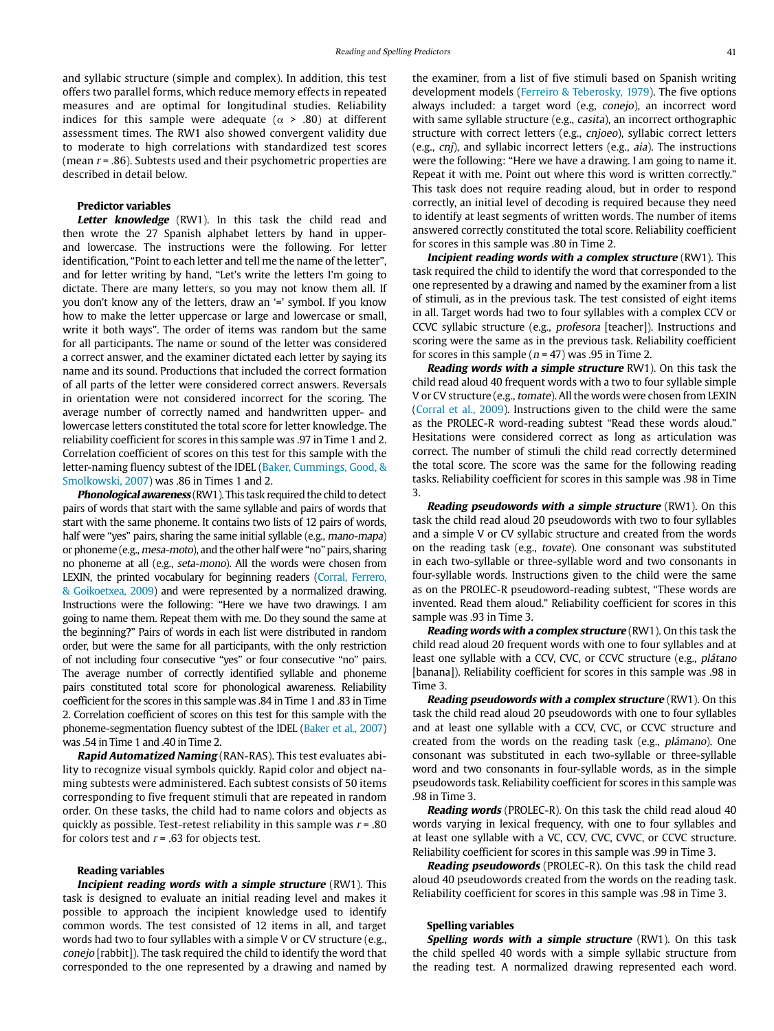and syllabic structure (simple and complex). In addition, this test offers two parallel forms, which reduce memory effects in repeated measures and are optimal for longitudinal studies. Reliability indices for this sample were adequate ($\alpha$ > .80) at different assessment times. The RW1 also showed convergent validity due to moderate to high correlations with standardized test scores (mean $r$ = .86). Subtests used and their psychometric properties are described in detail below.

### Predictor variables

***Letter knowledge*** (RW1). In this task the child read and then wrote the 27 Spanish alphabet letters by hand in upper- and lowercase. The instructions were the following. For letter identification, "Point to each letter and tell me the name of the letter", and for letter writing by hand, "Let's write the letters I'm going to dictate. There are many letters, so you may not know them all. If you don't know any of the letters, draw an '=' symbol. If you know how to make the letter uppercase or large and lowercase or small, write it both ways". The order of items was random but the same for all participants. The name or sound of the letter was considered a correct answer, and the examiner dictated each letter by saying its name and its sound. Productions that included the correct formation of all parts of the letter were considered correct answers. Reversals in orientation were not considered incorrect for the scoring. The average number of correctly named and handwritten upper- and lowercase letters constituted the total score for letter knowledge. The reliability coefficient for scores in this sample was .97 in Time 1 and 2. Correlation coefficient of scores on this test for this sample with the letter-naming fluency subtest of the IDEL (Baker, Cummings, Good, & Smolkowski, 2007) was .86 in Times 1 and 2.

***Phonological awareness*** (RW1). This task required the child to detect pairs of words that start with the same syllable and pairs of words that start with the same phoneme. It contains two lists of 12 pairs of words, half were "yes" pairs, sharing the same initial syllable (e.g., *mano-mapa*) or phoneme (e.g., *mesa-moto*), and the other half were "no" pairs, sharing no phoneme at all (e.g., *seta-mono*). All the words were chosen from LEXIN, the printed vocabulary for beginning readers (Corral, Ferrero, & Goikoetxea, 2009) and were represented by a normalized drawing. Instructions were the following: "Here we have two drawings. I am going to name them. Repeat them with me. Do they sound the same at the beginning?" Pairs of words in each list were distributed in random order, but were the same for all participants, with the only restriction of not including four consecutive "yes" or four consecutive "no" pairs. The average number of correctly identified syllable and phoneme pairs constituted total score for phonological awareness. Reliability coefficient for the scores in this sample was .84 in Time 1 and .83 in Time 2. Correlation coefficient of scores on this test for this sample with the phoneme-segmentation fluency subtest of the IDEL (Baker et al., 2007) was .54 in Time 1 and .40 in Time 2.

***Rapid Automatized Naming*** (RAN-RAS). This test evaluates ability to recognize visual symbols quickly. Rapid color and object naming subtests were administered. Each subtest consists of 50 items corresponding to five frequent stimuli that are repeated in random order. On these tasks, the child had to name colors and objects as quickly as possible. Test-retest reliability in this sample was $r$ = .80 for colors test and $r$ = .63 for objects test.

### Reading variables

***Incipient reading words with a simple structure*** (RW1). This task is designed to evaluate an initial reading level and makes it possible to approach the incipient knowledge used to identify common words. The test consisted of 12 items in all, and target words had two to four syllables with a simple V or CV structure (e.g., *conejo* [rabbit]). The task required the child to identify the word that corresponded to the one represented by a drawing and named by the examiner, from a list of five stimuli based on Spanish writing development models (Ferreiro & Teberosky, 1979). The five options always included: a target word (e.g, *conejo*), an incorrect word with same syllable structure (e.g., *casita*), an incorrect orthographic structure with correct letters (e.g., *cnjoeo*), syllabic correct letters (e.g., *cnj*), and syllabic incorrect letters (e.g., *aia*). The instructions were the following: "Here we have a drawing. I am going to name it. Repeat it with me. Point out where this word is written correctly." This task does not require reading aloud, but in order to respond correctly, an initial level of decoding is required because they need to identify at least segments of written words. The number of items answered correctly constituted the total score. Reliability coefficient for scores in this sample was .80 in Time 2.

***Incipient reading words with a complex structure*** (RW1). This task required the child to identify the word that corresponded to the one represented by a drawing and named by the examiner from a list of stimuli, as in the previous task. The test consisted of eight items in all. Target words had two to four syllables with a complex CCV or CCVC syllabic structure (e.g., *profesora* [teacher]). Instructions and scoring were the same as in the previous task. Reliability coefficient for scores in this sample ($n$ = 47) was .95 in Time 2.

***Reading words with a simple structure*** RW1). On this task the child read aloud 40 frequent words with a two to four syllable simple V or CV structure (e.g., *tomate*). All the words were chosen from LEXIN (Corral et al., 2009). Instructions given to the child were the same as the PROLEC-R word-reading subtest "Read these words aloud." Hesitations were considered correct as long as articulation was correct. The number of stimuli the child read correctly determined the total score. The score was the same for the following reading tasks. Reliability coefficient for scores in this sample was .98 in Time 3.

***Reading pseudowords with a simple structure*** (RW1). On this task the child read aloud 20 pseudowords with two to four syllables and a simple V or CV syllabic structure and created from the words on the reading task (e.g., *tovate*). One consonant was substituted in each two-syllable or three-syllable word and two consonants in four-syllable words. Instructions given to the child were the same as on the PROLEC-R pseudoword-reading subtest, "These words are invented. Read them aloud." Reliability coefficient for scores in this sample was .93 in Time 3.

***Reading words with a complex structure*** (RW1). On this task the child read aloud 20 frequent words with one to four syllables and at least one syllable with a CCV, CVC, or CCVC structure (e.g., *plátano* [banana]). Reliability coefficient for scores in this sample was .98 in Time 3.

***Reading pseudowords with a complex structure*** (RW1). On this task the child read aloud 20 pseudowords with one to four syllables and at least one syllable with a CCV, CVC, or CCVC structure and created from the words on the reading task (e.g., *plámano*). One consonant was substituted in each two-syllable or three-syllable word and two consonants in four-syllable words, as in the simple pseudowords task. Reliability coefficient for scores in this sample was .98 in Time 3.

***Reading words*** (PROLEC-R). On this task the child read aloud 40 words varying in lexical frequency, with one to four syllables and at least one syllable with a VC, CCV, CVC, CVVC, or CCVC structure. Reliability coefficient for scores in this sample was .99 in Time 3.

***Reading pseudowords*** (PROLEC-R). On this task the child read aloud 40 pseudowords created from the words on the reading task. Reliability coefficient for scores in this sample was .98 in Time 3.

### Spelling variables

***Spelling words with a simple structure*** (RW1). On this task the child spelled 40 words with a simple syllabic structure from the reading test. A normalized drawing represented each word.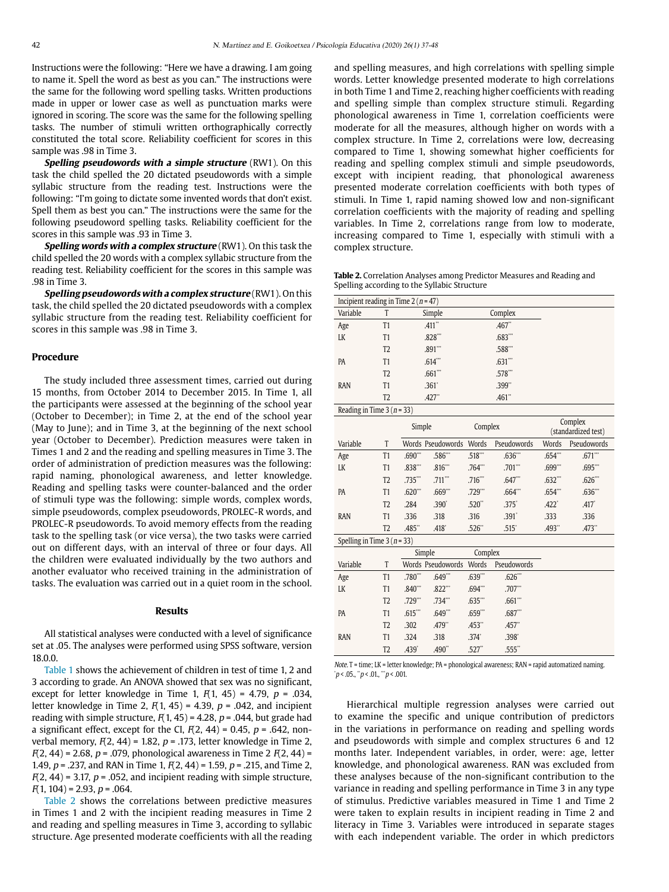Instructions were the following: "Here we have a drawing. I am going to name it. Spell the word as best as you can." The instructions were the same for the following word spelling tasks. Written productions made in upper or lower case as well as punctuation marks were ignored in scoring. The score was the same for the following spelling tasks. The number of stimuli written orthographically correctly constituted the total score. Reliability coefficient for scores in this sample was .98 in Time 3.

***Spelling pseudowords with a simple structure*** (RW1). On this task the child spelled the 20 dictated pseudowords with a simple syllabic structure from the reading test. Instructions were the following: "I'm going to dictate some invented words that don't exist. Spell them as best you can." The instructions were the same for the following pseudoword spelling tasks. Reliability coefficient for the scores in this sample was .93 in Time 3.

***Spelling words with a complex structure*** (RW1). On this task the child spelled the 20 words with a complex syllabic structure from the reading test. Reliability coefficient for the scores in this sample was .98 in Time 3.

***Spelling pseudowords with a complex structure*** (RW1). On this task, the child spelled the 20 dictated pseudowords with a complex syllabic structure from the reading test. Reliability coefficient for scores in this sample was .98 in Time 3.

### Procedure

The study included three assessment times, carried out during 15 months, from October 2014 to December 2015. In Time 1, all the participants were assessed at the beginning of the school year (October to December); in Time 2, at the end of the school year (May to June); and in Time 3, at the beginning of the next school year (October to December). Prediction measures were taken in Times 1 and 2 and the reading and spelling measures in Time 3. The order of administration of prediction measures was the following: rapid naming, phonological awareness, and letter knowledge. Reading and spelling tasks were counter-balanced and the order of stimuli type was the following: simple words, complex words, simple pseudowords, complex pseudowords, PROLEC-R words, and PROLEC-R pseudowords. To avoid memory effects from the reading task to the spelling task (or vice versa), the two tasks were carried out on different days, with an interval of three or four days. All the children were evaluated individually by the two authors and another evaluator who received training in the administration of tasks. The evaluation was carried out in a quiet room in the school.

## Results

All statistical analyses were conducted with a level of significance set at .05. The analyses were performed using SPSS software, version 18.0.0.

Table 1 shows the achievement of children in test of time 1, 2 and 3 according to grade. An ANOVA showed that sex was no significant, except for letter knowledge in Time 1, $F(1, 45) = 4.79$, $p = .034$, letter knowledge in Time 2, $F(1, 45) = 4.39$, $p = .044$, and incipient reading with simple structure, $F(1, 45) = 4.28$, $p = .044$, but grade had a significant effect, except for the CI, $F(2, 44) = 0.45$, $p = .642$, non-verbal memory, $F(2, 44) = 1.82$, $p = .173$, letter knowledge in Time 2, $F(2, 44) = 2.68$, $p = .079$, phonological awareness in Time 2 $F(2, 44) = 1.49$, $p = .237$, and RAN in Time 1, $F(2, 44) = 1.59$, $p = .215$, and Time 2, $F(2, 44) = 3.17$, $p = .052$, and incipient reading with simple structure, $F(1, 104) = 2.93$, $p = .064$.

Table 2 shows the correlations between predictive measures in Times 1 and 2 with the incipient reading measures in Time 2 and reading and spelling measures in Time 3, according to syllabic structure. Age presented moderate coefficients with all the reading and spelling measures, and high correlations with spelling simple words. Letter knowledge presented moderate to high correlations in both Time 1 and Time 2, reaching higher coefficients with reading and spelling simple than complex structure stimuli. Regarding phonological awareness in Time 1, correlation coefficients were moderate for all the measures, although higher on words with a complex structure. In Time 2, correlations were low, decreasing compared to Time 1, showing somewhat higher coefficients for reading and spelling complex stimuli and simple pseudowords, except with incipient reading, that phonological awareness presented moderate correlation coefficients with both types of stimuli. In Time 1, rapid naming showed low and non-significant correlation coefficients with the majority of reading and spelling variables. In Time 2, correlations range from low to moderate, increasing compared to Time 1, especially with stimuli with a complex structure.

**Table 2.** Correlation Analyses among Predictor Measures and Reading and Spelling according to the Syllabic Structure

| Incipient reading in Time 2 (*n* = 47) | | | | | | | |
|---|---|---|---|---|---|---|---|
| Variable | T | Simple | | Complex | | | |
| Age | T1 | .411** | | .467** | | | |
| LK | T1 | .828*** | | .683*** | | | |
| | T2 | .891*** | | .588*** | | | |
| PA | T1 | .614*** | | .631*** | | | |
| | T2 | .661*** | | .578*** | | | |
| RAN | T1 | .361* | | .399** | | | |
| | T2 | .427** | | .461** | | | |
| **Reading in Time 3 (*n* = 33)** | | | | | | | |
| | | Simple | | Complex | | Complex (standardized test) | |
| Variable | T | Words | Pseudowords | Words | Pseudowords | Words | Pseudowords |
| Age | T1 | .690*** | .586*** | .518*** | .636*** | .654*** | .671*** |
| LK | T1 | .838*** | .816*** | .764*** | .701*** | .699*** | .695*** |
| | T2 | .735*** | .711*** | .716*** | .647*** | .632*** | .626*** |
| PA | T1 | .620*** | .669*** | .729*** | .664*** | .654*** | .636*** |
| | T2 | .284 | .390* | .520** | .375* | .422* | .417* |
| RAN | T1 | .336 | .318 | .316 | .391* | .333 | .336 |
| | T2 | .485** | .418* | .526** | .515* | .493** | .473** |
| **Spelling in Time 3 (*n* = 33)** | | | | | | | |
| | | Simple | | Complex | | | |
| Variable | T | Words | Pseudowords | Words | Pseudowords | | |
| Age | T1 | .780*** | .649*** | .639*** | .626*** | | |
| LK | T1 | .840*** | .822*** | .694*** | .707*** | | |
| | T2 | .729*** | .734*** | .635*** | .661*** | | |
| PA | T1 | .615*** | .649*** | .659*** | .687*** | | |
| | T2 | .302 | .479** | .453** | .457** | | |
| RAN | T1 | .324 | .318 | .374* | .398* | | |
| | T2 | .439* | .490** | .527** | .555** | | |

*Note*. T = time; LK = letter knowledge; PA = phonological awareness; RAN = rapid automatized naming.
*$p < .05$., **$p < .01$., ***$p < .001$.

Hierarchical multiple regression analyses were carried out to examine the specific and unique contribution of predictors in the variations in performance on reading and spelling words and pseudowords with simple and complex structures 6 and 12 months later. Independent variables, in order, were: age, letter knowledge, and phonological awareness. RAN was excluded from these analyses because of the non-significant contribution to the variance in reading and spelling performance in Time 3 in any type of stimulus. Predictive variables measured in Time 1 and Time 2 were taken to explain results in incipient reading in Time 2 and literacy in Time 3. Variables were introduced in separate stages with each independent variable. The order in which predictors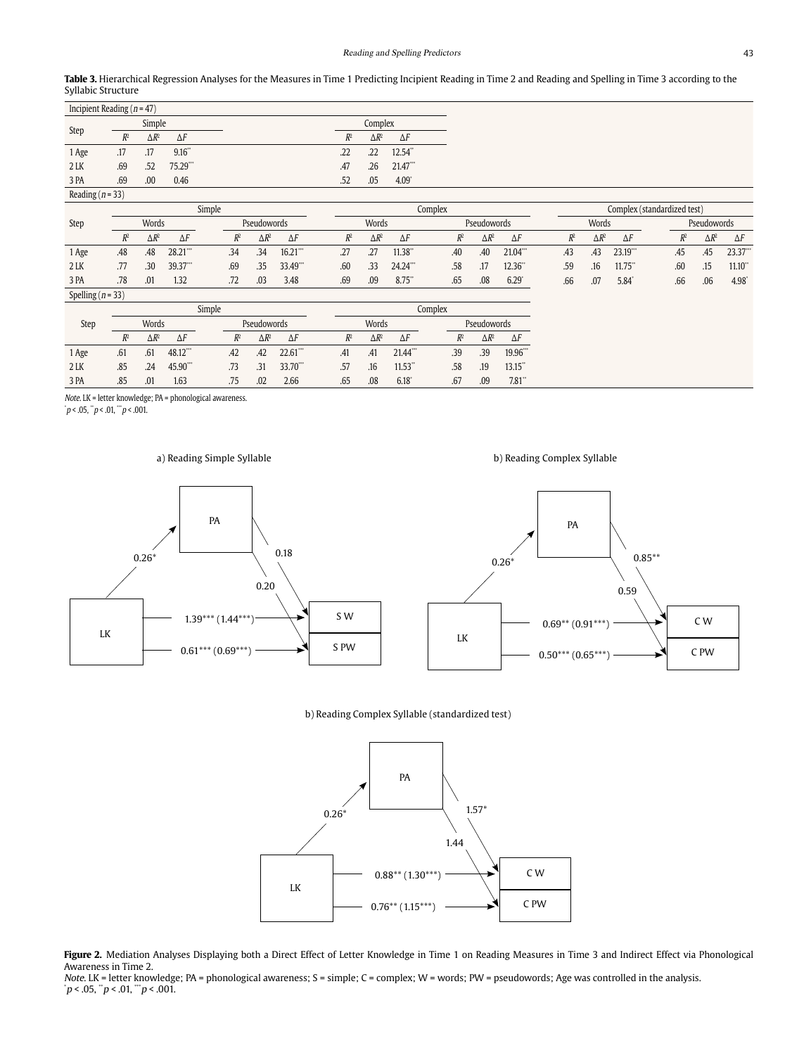**Table 3.** Hierarchical Regression Analyses for the Measures in Time 1 Predicting Incipient Reading in Time 2 and Reading and Spelling in Time 3 according to the Syllabic Structure

**Incipient Reading ($n$ = 47)**

| Step | Simple | | | Complex | | |
|---|---|---|---|---|---|---|
| | $R^2$ | $\Delta R^2$ | $\Delta F$ | $R^2$ | $\Delta R^2$ | $\Delta F$ |
| 1 Age | .17 | .17 | 9.16** | .22 | .22 | 12.54** |
| 2 LK | .69 | .52 | 75.29*** | .47 | .26 | 21.47*** |
| 3 PA | .69 | .00 | 0.46 | .52 | .05 | 4.09* |

**Reading ($n$ = 33)**

| Step | Simple | | | | | | Complex | | | | | | Complex (standardized test) | | | | | |
|---|---|---|---|---|---|---|---|---|---|---|---|---|---|---|---|---|---|---|
| | Words | | | Pseudowords | | | Words | | | Pseudowords | | | Words | | | Pseudowords | | |
| | $R^2$ | $\Delta R^2$ | $\Delta F$ | $R^2$ | $\Delta R^2$ | $\Delta F$ | $R^2$ | $\Delta R^2$ | $\Delta F$ | $R^2$ | $\Delta R^2$ | $\Delta F$ | $R^2$ | $\Delta R^2$ | $\Delta F$ | $R^2$ | $\Delta R^2$ | $\Delta F$ |
| 1 Age | .48 | .48 | 28.21*** | .34 | .34 | 16.21*** | .27 | .27 | 11.38** | .40 | .40 | 21.04*** | .43 | .43 | 23.19*** | .45 | .45 | 23.37*** |
| 2 LK | .77 | .30 | 39.37*** | .69 | .35 | 33.49*** | .60 | .33 | 24.24*** | .58 | .17 | 12.36** | .59 | .16 | 11.75** | .60 | .15 | 11.10** |
| 3 PA | .78 | .01 | 1.32 | .72 | .03 | 3.48 | .69 | .09 | 8.75** | .65 | .08 | 6.29* | .66 | .07 | 5.84* | .66 | .06 | 4.98* |

**Spelling ($n$ = 33)**

| Step | Simple | | | | | | Complex | | | | | |
|---|---|---|---|---|---|---|---|---|---|---|---|---|
| | Words | | | Pseudowords | | | Words | | | Pseudowords | | |
| | $R^2$ | $\Delta R^2$ | $\Delta F$ | $R^2$ | $\Delta R^2$ | $\Delta F$ | $R^2$ | $\Delta R^2$ | $\Delta F$ | $R^2$ | $\Delta R^2$ | $\Delta F$ |
| 1 Age | .61 | .61 | 48.12*** | .42 | .42 | 22.61*** | .41 | .41 | 21.44*** | .39 | .39 | 19.96*** |
| 2 LK | .85 | .24 | 45.90*** | .73 | .31 | 33.70*** | .57 | .16 | 11.53** | .58 | .19 | 13.15** |
| 3 PA | .85 | .01 | 1.63 | .75 | .02 | 2.66 | .65 | .08 | 6.18* | .67 | .09 | 7.81** |

*Note.* LK = letter knowledge; PA = phonological awareness.
*$p$ < .05, **$p$ < .01, ***$p$ < .001.

a) Reading Simple Syllable

LK → PA: 0.26*; PA → S W: 0.18; PA → S PW: 0.20; LK → S W: 1.39*** (1.44***); LK → S PW: 0.61*** (0.69***)

b) Reading Complex Syllable

LK → PA: 0.26*; PA → C W: 0.85**; PA → C PW: 0.59; LK → C W: 0.69** (0.91***); LK → C PW: 0.50*** (0.65***)

b) Reading Complex Syllable (standardized test)

LK → PA: 0.26*; PA → C W: 1.57*; PA → C PW: 1.44; LK → C W: 0.88** (1.30***); LK → C PW: 0.76** (1.15***)

**Figure 2.** Mediation Analyses Displaying both a Direct Effect of Letter Knowledge in Time 1 on Reading Measures in Time 3 and Indirect Effect via Phonological Awareness in Time 2.
*Note.* LK = letter knowledge; PA = phonological awareness; S = simple; C = complex; W = words; PW = pseudowords; Age was controlled in the analysis.
*$p$ < .05, **$p$ < .01, ***$p$ < .001.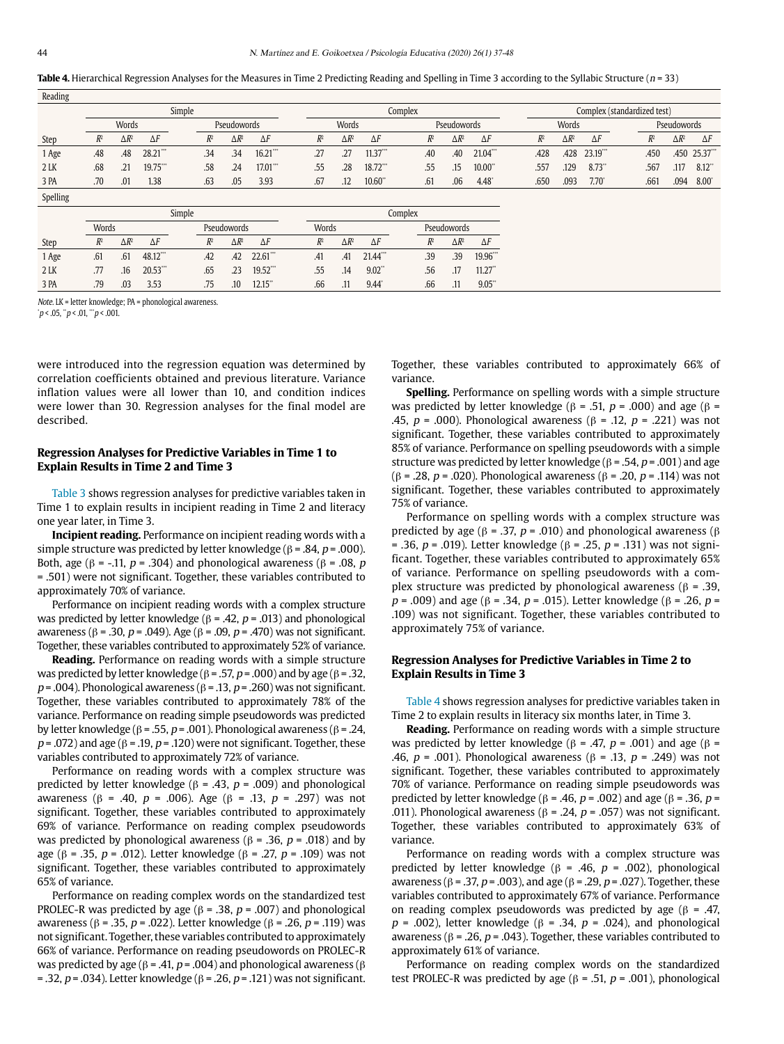**Table 4.** Hierarchical Regression Analyses for the Measures in Time 2 Predicting Reading and Spelling in Time 3 according to the Syllabic Structure ($n$ = 33)

Reading

| | Simple | | | | | | Complex | | | | | | Complex (standardized test) | | | | | |
|---|---|---|---|---|---|---|---|---|---|---|---|---|---|---|---|---|---|---|
| | Words | | | Pseudowords | | | Words | | | Pseudowords | | | Words | | | Pseudowords | | |
| Step | $R^2$ | $\Delta R^2$ | $\Delta F$ | $R^2$ | $\Delta R^2$ | $\Delta F$ | $R^2$ | $\Delta R^2$ | $\Delta F$ | $R^2$ | $\Delta R^2$ | $\Delta F$ | $R^2$ | $\Delta R^2$ | $\Delta F$ | $R^2$ | $\Delta R^2$ | $\Delta F$ |
| 1 Age | .48 | .48 | 28.21*** | .34 | .34 | 16.21*** | .27 | .27 | 11.37*** | .40 | .40 | 21.04*** | .428 | .428 | 23.19*** | .450 | .450 | 25.37*** |
| 2 LK | .68 | .21 | 19.75*** | .58 | .24 | 17.01*** | .55 | .28 | 18.72*** | .55 | .15 | 10.00** | .557 | .129 | 8.73** | .567 | .117 | 8.12** |
| 3 PA | .70 | .01 | 1.38 | .63 | .05 | 3.93 | .67 | .12 | 10.60** | .61 | .06 | 4.48* | .650 | .093 | 7.70* | .661 | .094 | 8.00* |

Spelling

| | Simple | | | | | | Complex | | | | | |
|---|---|---|---|---|---|---|---|---|---|---|---|---|
| | Words | | | Pseudowords | | | Words | | | Pseudowords | | |
| Step | $R^2$ | $\Delta R^2$ | $\Delta F$ | $R^2$ | $\Delta R^2$ | $\Delta F$ | $R^2$ | $\Delta R^2$ | $\Delta F$ | $R^2$ | $\Delta R^2$ | $\Delta F$ |
| 1 Age | .61 | .61 | 48.12*** | .42 | .42 | 22.61*** | .41 | .41 | 21.44*** | .39 | .39 | 19.96*** |
| 2 LK | .77 | .16 | 20.53*** | .65 | .23 | 19.52*** | .55 | .14 | 9.02** | .56 | .17 | 11.27** |
| 3 PA | .79 | .03 | 3.53 | .75 | .10 | 12.15** | .66 | .11 | 9.44* | .66 | .11 | 9.05** |

*Note.* LK = letter knowledge; PA = phonological awareness.
*$p$ < .05, **$p$ < .01, ***$p$ < .001.

were introduced into the regression equation was determined by correlation coefficients obtained and previous literature. Variance inflation values were all lower than 10, and condition indices were lower than 30. Regression analyses for the final model are described.

### Regression Analyses for Predictive Variables in Time 1 to Explain Results in Time 2 and Time 3

Table 3 shows regression analyses for predictive variables taken in Time 1 to explain results in incipient reading in Time 2 and literacy one year later, in Time 3.

**Incipient reading.** Performance on incipient reading words with a simple structure was predicted by letter knowledge (β = .84, $p$ = .000). Both, age (β = -.11, $p$ = .304) and phonological awareness (β = .08, $p$ = .501) were not significant. Together, these variables contributed to approximately 70% of variance.

Performance on incipient reading words with a complex structure was predicted by letter knowledge (β = .42, $p$ = .013) and phonological awareness (β = .30, $p$ = .049). Age (β = .09, $p$ = .470) was not significant. Together, these variables contributed to approximately 52% of variance.

**Reading.** Performance on reading words with a simple structure was predicted by letter knowledge (β = .57, $p$ = .000) and by age (β = .32, $p$ = .004). Phonological awareness (β = .13, $p$ = .260) was not significant. Together, these variables contributed to approximately 78% of the variance. Performance on reading simple pseudowords was predicted by letter knowledge (β = .55, $p$ = .001). Phonological awareness (β = .24, $p$ = .072) and age (β = .19, $p$ = .120) were not significant. Together, these variables contributed to approximately 72% of variance.

Performance on reading words with a complex structure was predicted by letter knowledge (β = .43, $p$ = .009) and phonological awareness (β = .40, $p$ = .006). Age (β = .13, $p$ = .297) was not significant. Together, these variables contributed to approximately 69% of variance. Performance on reading complex pseudowords was predicted by phonological awareness (β = .36, $p$ = .018) and by age (β = .35, $p$ = .012). Letter knowledge (β = .27, $p$ = .109) was not significant. Together, these variables contributed to approximately 65% of variance.

Performance on reading complex words on the standardized test PROLEC-R was predicted by age (β = .38, $p$ = .007) and phonological awareness (β = .35, $p$ = .022). Letter knowledge (β = .26, $p$ = .119) was not significant. Together, these variables contributed to approximately 66% of variance. Performance on reading pseudowords on PROLEC-R was predicted by age (β = .41, $p$ = .004) and phonological awareness (β = .32, $p$ = .034). Letter knowledge (β = .26, $p$ = .121) was not significant. Together, these variables contributed to approximately 66% of variance.

**Spelling.** Performance on spelling words with a simple structure was predicted by letter knowledge (β = .51, $p$ = .000) and age (β = .45, $p$ = .000). Phonological awareness (β = .12, $p$ = .221) was not significant. Together, these variables contributed to approximately 85% of variance. Performance on spelling pseudowords with a simple structure was predicted by letter knowledge (β = .54, $p$ = .001) and age (β = .28, $p$ = .020). Phonological awareness (β = .20, $p$ = .114) was not significant. Together, these variables contributed to approximately 75% of variance.

Performance on spelling words with a complex structure was predicted by age (β = .37, $p$ = .010) and phonological awareness (β = .36, $p$ = .019). Letter knowledge (β = .25, $p$ = .131) was not significant. Together, these variables contributed to approximately 65% of variance. Performance on spelling pseudowords with a complex structure was predicted by phonological awareness (β = .39, $p$ = .009) and age (β = .34, $p$ = .015). Letter knowledge (β = .26, $p$ = .109) was not significant. Together, these variables contributed to approximately 75% of variance.

### Regression Analyses for Predictive Variables in Time 2 to Explain Results in Time 3

Table 4 shows regression analyses for predictive variables taken in Time 2 to explain results in literacy six months later, in Time 3.

**Reading.** Performance on reading words with a simple structure was predicted by letter knowledge (β = .47, $p$ = .001) and age (β = .46, $p$ = .001). Phonological awareness (β = .13, $p$ = .249) was not significant. Together, these variables contributed to approximately 70% of variance. Performance on reading simple pseudowords was predicted by letter knowledge (β = .46, $p$ = .002) and age (β = .36, $p$ = .011). Phonological awareness (β = .24, $p$ = .057) was not significant. Together, these variables contributed to approximately 63% of variance.

Performance on reading words with a complex structure was predicted by letter knowledge (β = .46, $p$ = .002), phonological awareness (β = .37, $p$ = .003), and age (β = .29, $p$ = .027). Together, these variables contributed to approximately 67% of variance. Performance on reading complex pseudowords was predicted by age (β = .47, $p$ = .002), letter knowledge (β = .34, $p$ = .024), and phonological awareness (β = .26, $p$ = .043). Together, these variables contributed to approximately 61% of variance.

Performance on reading complex words on the standardized test PROLEC-R was predicted by age (β = .51, $p$ = .001), phonological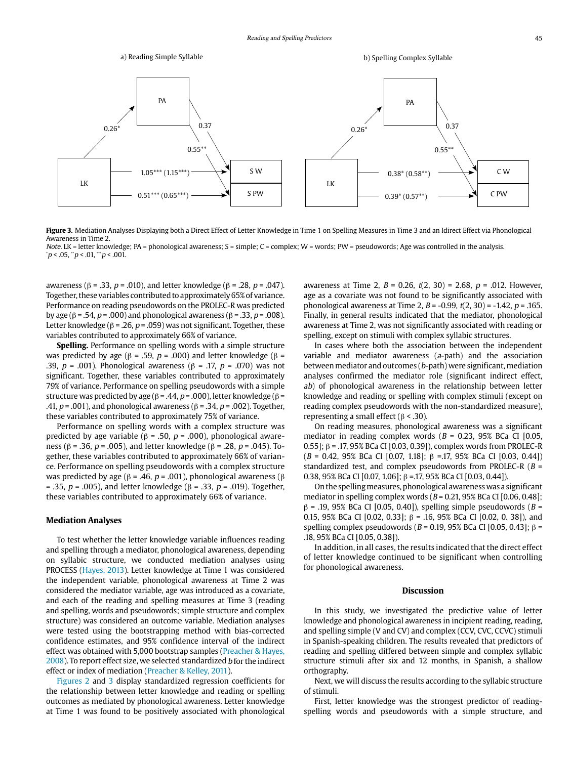a) Reading Simple Syllable

b) Spelling Complex Syllable

**Figure 3.** Mediation Analyses Displaying both a Direct Effect of Letter Knowledge in Time 1 on Spelling Measures in Time 3 and an Idirect Effect via Phonological Awareness in Time 2.
*Note.* LK = letter knowledge; PA = phonological awareness; S = simple; C = complex; W = words; PW = pseudowords; Age was controlled in the analysis.
*$p$ < .05, **$p$ < .01, ***$p$ < .001.

awareness (β = .33, $p$ = .010), and letter knowledge (β = .28, $p$ = .047). Together, these variables contributed to approximately 65% of variance. Performance on reading pseudowords on the PROLEC-R was predicted by age (β = .54, $p$ = .000) and phonological awareness (β = .33, $p$ = .008). Letter knowledge (β = .26, $p$ = .059) was not significant. Together, these variables contributed to approximately 66% of variance.

**Spelling.** Performance on spelling words with a simple structure was predicted by age (β = .59, $p$ = .000) and letter knowledge (β = .39, $p$ = .001). Phonological awareness (β = .17, $p$ = .070) was not significant. Together, these variables contributed to approximately 79% of variance. Performance on spelling pseudowords with a simple structure was predicted by age (β = .44, $p$ = .000), letter knowledge (β = .41, $p$ = .001), and phonological awareness (β = .34, $p$ = .002). Together, these variables contributed to approximately 75% of variance.

Performance on spelling words with a complex structure was predicted by age variable (β = .50, $p$ = .000), phonological awareness (β = .36, $p$ = .005), and letter knowledge (β = .28, $p$ = .045). Together, these variables contributed to approximately 66% of variance. Performance on spelling pseudowords with a complex structure was predicted by age (β = .46, $p$ = .001), phonological awareness (β = .35, $p$ = .005), and letter knowledge (β = .33, $p$ = .019). Together, these variables contributed to approximately 66% of variance.

### Mediation Analyses

To test whether the letter knowledge variable influences reading and spelling through a mediator, phonological awareness, depending on syllabic structure, we conducted mediation analyses using PROCESS (Hayes, 2013). Letter knowledge at Time 1 was considered the independent variable, phonological awareness at Time 2 was considered the mediator variable, age was introduced as a covariate, and each of the reading and spelling measures at Time 3 (reading and spelling, words and pseudowords; simple structure and complex structure) was considered an outcome variable. Mediation analyses were tested using the bootstrapping method with bias-corrected confidence estimates, and 95% confidence interval of the indirect effect was obtained with 5,000 bootstrap samples (Preacher & Hayes, 2008). To report effect size, we selected standardized $b$ for the indirect effect or index of mediation (Preacher & Kelley, 2011).

Figures 2 and 3 display standardized regression coefficients for the relationship between letter knowledge and reading or spelling outcomes as mediated by phonological awareness. Letter knowledge at Time 1 was found to be positively associated with phonological awareness at Time 2, $B$ = 0.26, $t(2, 30)$ = 2.68, $p$ = .012. However, age as a covariate was not found to be significantly associated with phonological awareness at Time 2, $B$ = -0.99, $t(2, 30)$ = -1.42, $p$ = .165. Finally, in general results indicated that the mediator, phonological awareness at Time 2, was not significantly associated with reading or spelling, except on stimuli with complex syllabic structures.

In cases where both the association between the independent variable and mediator awareness ($a$-path) and the association between mediator and outcomes ($b$-path) were significant, mediation analyses confirmed the mediator role (significant indirect effect, $ab$) of phonological awareness in the relationship between letter knowledge and reading or spelling with complex stimuli (except on reading complex pseudowords with the non-standardized measure), representing a small effect (β < .30).

On reading measures, phonological awareness was a significant mediator in reading complex words ($B$ = 0.23, 95% BCa CI [0.05, 0.55]; β = .17, 95% BCa CI [0.03, 0.39]), complex words from PROLEC-R ($B$ = 0.42, 95% BCa CI [0.07, 1.18]; β =.17, 95% BCa CI [0.03, 0.44]) standardized test, and complex pseudowords from PROLEC-R ($B$ = 0.38, 95% BCa CI [0.07, 1.06]; β =.17, 95% BCa CI [0.03, 0.44]).

On the spelling measures, phonological awareness was a significant mediator in spelling complex words ($B$ = 0.21, 95% BCa CI [0.06, 0.48]; β = .19, 95% BCa CI [0.05, 0.40]), spelling simple pseudowords ($B$ = 0.15, 95% BCa CI [0.02, 0.33]; β = .16, 95% BCa CI [0.02, 0. 38]), and spelling complex pseudowords ($B$ = 0.19, 95% BCa CI [0.05, 0.43]; β = .18, 95% BCa CI [0.05, 0.38]).

In addition, in all cases, the results indicated that the direct effect of letter knowledge continued to be significant when controlling for phonological awareness.

## Discussion

In this study, we investigated the predictive value of letter knowledge and phonological awareness in incipient reading, reading, and spelling simple (V and CV) and complex (CCV, CVC, CCVC) stimuli in Spanish-speaking children. The results revealed that predictors of reading and spelling differed between simple and complex syllabic structure stimuli after six and 12 months, in Spanish, a shallow orthography.

Next, we will discuss the results according to the syllabic structure of stimuli.

First, letter knowledge was the strongest predictor of reading-spelling words and pseudowords with a simple structure, and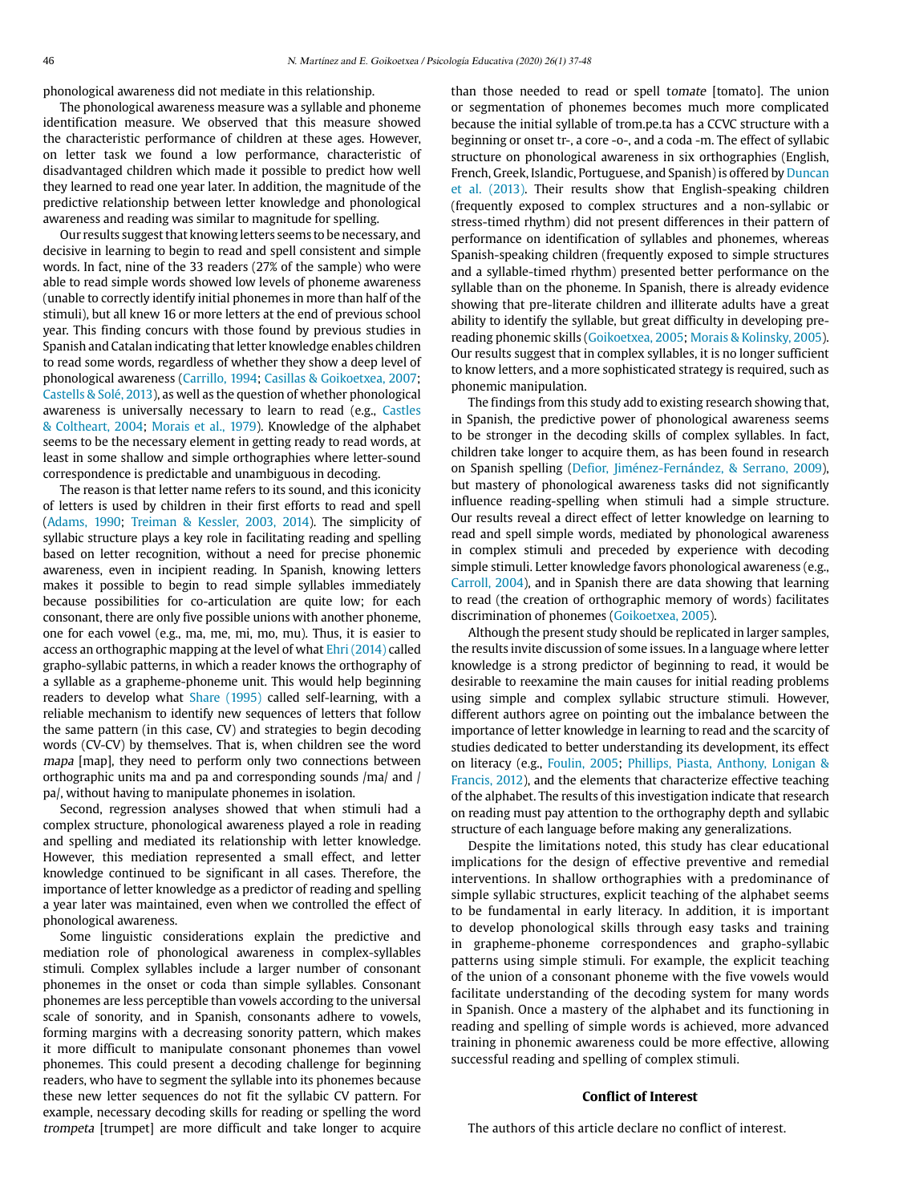phonological awareness did not mediate in this relationship.

The phonological awareness measure was a syllable and phoneme identification measure. We observed that this measure showed the characteristic performance of children at these ages. However, on letter task we found a low performance, characteristic of disadvantaged children which made it possible to predict how well they learned to read one year later. In addition, the magnitude of the predictive relationship between letter knowledge and phonological awareness and reading was similar to magnitude for spelling.

Our results suggest that knowing letters seems to be necessary, and decisive in learning to begin to read and spell consistent and simple words. In fact, nine of the 33 readers (27% of the sample) who were able to read simple words showed low levels of phoneme awareness (unable to correctly identify initial phonemes in more than half of the stimuli), but all knew 16 or more letters at the end of previous school year. This finding concurs with those found by previous studies in Spanish and Catalan indicating that letter knowledge enables children to read some words, regardless of whether they show a deep level of phonological awareness (Carrillo, 1994; Casillas & Goikoetxea, 2007; Castells & Solé, 2013), as well as the question of whether phonological awareness is universally necessary to learn to read (e.g., Castles & Coltheart, 2004; Morais et al., 1979). Knowledge of the alphabet seems to be the necessary element in getting ready to read words, at least in some shallow and simple orthographies where letter-sound correspondence is predictable and unambiguous in decoding.

The reason is that letter name refers to its sound, and this iconicity of letters is used by children in their first efforts to read and spell (Adams, 1990; Treiman & Kessler, 2003, 2014). The simplicity of syllabic structure plays a key role in facilitating reading and spelling based on letter recognition, without a need for precise phonemic awareness, even in incipient reading. In Spanish, knowing letters makes it possible to begin to read simple syllables immediately because possibilities for co-articulation are quite low; for each consonant, there are only five possible unions with another phoneme, one for each vowel (e.g., ma, me, mi, mo, mu). Thus, it is easier to access an orthographic mapping at the level of what Ehri (2014) called grapho-syllabic patterns, in which a reader knows the orthography of a syllable as a grapheme-phoneme unit. This would help beginning readers to develop what Share (1995) called self-learning, with a reliable mechanism to identify new sequences of letters that follow the same pattern (in this case, CV) and strategies to begin decoding words (CV-CV) by themselves. That is, when children see the word *mapa* [map], they need to perform only two connections between orthographic units ma and pa and corresponding sounds /ma/ and /pa/, without having to manipulate phonemes in isolation.

Second, regression analyses showed that when stimuli had a complex structure, phonological awareness played a role in reading and spelling and mediated its relationship with letter knowledge. However, this mediation represented a small effect, and letter knowledge continued to be significant in all cases. Therefore, the importance of letter knowledge as a predictor of reading and spelling a year later was maintained, even when we controlled the effect of phonological awareness.

Some linguistic considerations explain the predictive and mediation role of phonological awareness in complex-syllables stimuli. Complex syllables include a larger number of consonant phonemes in the onset or coda than simple syllables. Consonant phonemes are less perceptible than vowels according to the universal scale of sonority, and in Spanish, consonants adhere to vowels, forming margins with a decreasing sonority pattern, which makes it more difficult to manipulate consonant phonemes than vowel phonemes. This could present a decoding challenge for beginning readers, who have to segment the syllable into its phonemes because these new letter sequences do not fit the syllabic CV pattern. For example, necessary decoding skills for reading or spelling the word *trompeta* [trumpet] are more difficult and take longer to acquire than those needed to read or spell t*omate* [tomato]. The union or segmentation of phonemes becomes much more complicated because the initial syllable of trom.pe.ta has a CCVC structure with a beginning or onset tr-, a core -o-, and a coda -m. The effect of syllabic structure on phonological awareness in six orthographies (English, French, Greek, Islandic, Portuguese, and Spanish) is offered by Duncan et al. (2013). Their results show that English-speaking children (frequently exposed to complex structures and a non-syllabic or stress-timed rhythm) did not present differences in their pattern of performance on identification of syllables and phonemes, whereas Spanish-speaking children (frequently exposed to simple structures and a syllable-timed rhythm) presented better performance on the syllable than on the phoneme. In Spanish, there is already evidence showing that pre-literate children and illiterate adults have a great ability to identify the syllable, but great difficulty in developing pre-reading phonemic skills (Goikoetxea, 2005; Morais & Kolinsky, 2005). Our results suggest that in complex syllables, it is no longer sufficient to know letters, and a more sophisticated strategy is required, such as phonemic manipulation.

The findings from this study add to existing research showing that, in Spanish, the predictive power of phonological awareness seems to be stronger in the decoding skills of complex syllables. In fact, children take longer to acquire them, as has been found in research on Spanish spelling (Defior, Jiménez-Fernández, & Serrano, 2009), but mastery of phonological awareness tasks did not significantly influence reading-spelling when stimuli had a simple structure. Our results reveal a direct effect of letter knowledge on learning to read and spell simple words, mediated by phonological awareness in complex stimuli and preceded by experience with decoding simple stimuli. Letter knowledge favors phonological awareness (e.g., Carroll, 2004), and in Spanish there are data showing that learning to read (the creation of orthographic memory of words) facilitates discrimination of phonemes (Goikoetxea, 2005).

Although the present study should be replicated in larger samples, the results invite discussion of some issues. In a language where letter knowledge is a strong predictor of beginning to read, it would be desirable to reexamine the main causes for initial reading problems using simple and complex syllabic structure stimuli. However, different authors agree on pointing out the imbalance between the importance of letter knowledge in learning to read and the scarcity of studies dedicated to better understanding its development, its effect on literacy (e.g., Foulin, 2005; Phillips, Piasta, Anthony, Lonigan & Francis, 2012), and the elements that characterize effective teaching of the alphabet. The results of this investigation indicate that research on reading must pay attention to the orthography depth and syllabic structure of each language before making any generalizations.

Despite the limitations noted, this study has clear educational implications for the design of effective preventive and remedial interventions. In shallow orthographies with a predominance of simple syllabic structures, explicit teaching of the alphabet seems to be fundamental in early literacy. In addition, it is important to develop phonological skills through easy tasks and training in grapheme-phoneme correspondences and grapho-syllabic patterns using simple stimuli. For example, the explicit teaching of the union of a consonant phoneme with the five vowels would facilitate understanding of the decoding system for many words in Spanish. Once a mastery of the alphabet and its functioning in reading and spelling of simple words is achieved, more advanced training in phonemic awareness could be more effective, allowing successful reading and spelling of complex stimuli.

## Conflict of Interest

The authors of this article declare no conflict of interest.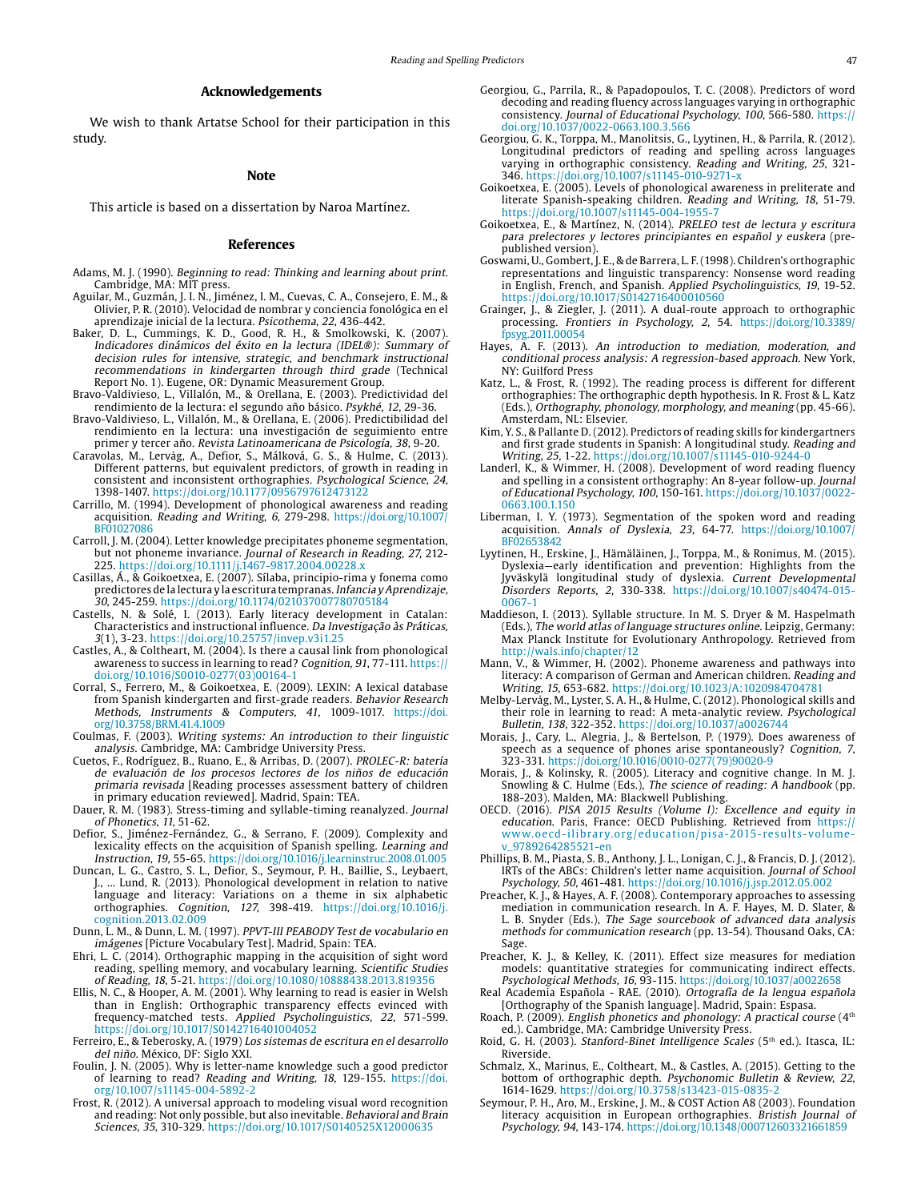## Acknowledgements

We wish to thank Artatse School for their participation in this study.

## Note

This article is based on a dissertation by Naroa Martínez.

## References

Adams, M. J. (1990). *Beginning to read: Thinking and learning about print.* Cambridge, MA: MIT press.

Aguilar, M., Guzmán, J. I. N., Jiménez, I. M., Cuevas, C. A., Consejero, E. M., & Olivier, P. R. (2010). Velocidad de nombrar y conciencia fonológica en el aprendizaje inicial de la lectura. *Psicothema, 22*, 436-442.

Baker, D. L., Cummings, K. D., Good, R. H., & Smolkowski, K. (2007). *Indicadores dinámicos del éxito en la lectura (IDEL®): Summary of decision rules for intensive, strategic, and benchmark instructional recommendations in kindergarten through third grade* (Technical Report No. 1). Eugene, OR: Dynamic Measurement Group.

Bravo-Valdivieso, L., Villalón, M., & Orellana, E. (2003). Predictividad del rendimiento de la lectura: el segundo año básico. *Psykhé, 12*, 29-36.

Bravo-Valdivieso, L., Villalón, M., & Orellana, E. (2006). Predictibilidad del rendimiento en la lectura: una investigación de seguimiento entre primer y tercer año. *Revista Latinoamericana de Psicología, 38*, 9-20.

Caravolas, M., Lervåg, A., Defior, S., Málková, G. S., & Hulme, C. (2013). Different patterns, but equivalent predictors, of growth in reading in consistent and inconsistent orthographies. *Psychological Science, 24*, 1398-1407. https://doi.org/10.1177/0956797612473122

Carrillo, M. (1994). Development of phonological awareness and reading acquisition. *Reading and Writing, 6*, 279-298. https://doi.org/10.1007/BF01027086

Carroll, J. M. (2004). Letter knowledge precipitates phoneme segmentation, but not phoneme invariance. *Journal of Research in Reading, 27*, 212-225. https://doi.org/10.1111/j.1467-9817.2004.00228.x

Casillas, Á., & Goikoetxea, E. (2007). Sílaba, principio-rima y fonema como predictores de la lectura y la escritura tempranas. *Infancia y Aprendizaje, 30*, 245-259. https://doi.org/10.1174/021037007780705184

Castells, N. & Solé, I. (2013). Early literacy development in Catalan: Characteristics and instructional influence. *Da Investigação às Práticas, 3*(1), 3-23. https://doi.org/10.25757/invep.v3i1.25

Castles, A., & Coltheart, M. (2004). Is there a causal link from phonological awareness to success in learning to read? *Cognition, 91*, 77-111. https://doi.org/10.1016/S0010-0277(03)00164-1

Corral, S., Ferrero, M., & Goikoetxea, E. (2009). LEXIN: A lexical database from Spanish kindergarten and first-grade readers. *Behavior Research Methods, Instruments & Computers, 41*, 1009-1017. https://doi.org/10.3758/BRM.41.4.1009

Coulmas, F. (2003). *Writing systems: An introduction to their linguistic analysis.* Cambridge, MA: Cambridge University Press.

Cuetos, F., Rodríguez, B., Ruano, E., & Arribas, D. (2007). *PROLEC-R: batería de evaluación de los procesos lectores de los niños de educación primaria revisada* [Reading processes assessment battery of children in primary education reviewed]. Madrid, Spain: TEA.

Dauer, R. M. (1983). Stress-timing and syllable-timing reanalyzed. *Journal of Phonetics, 11*, 51-62.

Defior, S., Jiménez-Fernández, G., & Serrano, F. (2009). Complexity and lexicality effects on the acquisition of Spanish spelling. *Learning and Instruction, 19*, 55-65. https://doi.org/10.1016/j.learninstruc.2008.01.005

Duncan, L. G., Castro, S. L., Defior, S., Seymour, P. H., Baillie, S., Leybaert, J., ... Lund, R. (2013). Phonological development in relation to native language and literacy: Variations on a theme in six alphabetic orthographies. *Cognition, 127*, 398-419. https://doi.org/10.1016/j.cognition.2013.02.009

Dunn, L. M., & Dunn, L. M. (1997). *PPVT-III PEABODY Test de vocabulario en imágenes* [Picture Vocabulary Test]. Madrid, Spain: TEA.

Ehri, L. C. (2014). Orthographic mapping in the acquisition of sight word reading, spelling memory, and vocabulary learning. *Scientific Studies of Reading, 18*, 5-21. https://doi.org/10.1080/10888438.2013.819356

Ellis, N. C., & Hooper, A. M. (2001). Why learning to read is easier in Welsh than in English: Orthographic transparency effects evinced with frequency-matched tests. *Applied Psycholinguistics, 22*, 571-599. https://doi.org/10.1017/S0142716401004052

Ferreiro, E., & Teberosky, A. (1979) *Los sistemas de escritura en el desarrollo del niño.* México, DF: Siglo XXI.

Foulin, J. N. (2005). Why is letter-name knowledge such a good predictor of learning to read? *Reading and Writing, 18*, 129-155. https://doi.org/10.1007/s11145-004-5892-2

Frost, R. (2012). A universal approach to modeling visual word recognition and reading: Not only possible, but also inevitable. *Behavioral and Brain Sciences, 35*, 310-329. https://doi.org/10.1017/S0140525X12000635

Georgiou, G., Parrila, R., & Papadopoulos, T. C. (2008). Predictors of word decoding and reading fluency across languages varying in orthographic consistency. *Journal of Educational Psychology, 100*, 566-580. https://doi.org/10.1037/0022-0663.100.3.566

Georgiou, G. K., Torppa, M., Manolitsis, G., Lyytinen, H., & Parrila, R. (2012). Longitudinal predictors of reading and spelling across languages varying in orthographic consistency. *Reading and Writing, 25*, 321-346. https://doi.org/10.1007/s11145-010-9271-x

Goikoetxea, E. (2005). Levels of phonological awareness in preliterate and literate Spanish-speaking children. *Reading and Writing, 18*, 51-79. https://doi.org/10.1007/s11145-004-1955-7

Goikoetxea, E., & Martínez, N. (2014). *PRELEO test de lectura y escritura para prelectores y lectores principiantes en español y euskera* (pre-published version).

Goswami, U., Gombert, J. E., & de Barrera, L. F. (1998). Children's orthographic representations and linguistic transparency: Nonsense word reading in English, French, and Spanish. *Applied Psycholinguistics, 19*, 19-52. https://doi.org/10.1017/S0142716400010560

Grainger, J., & Ziegler, J. (2011). A dual-route approach to orthographic processing. *Frontiers in Psychology, 2*, 54. https://doi.org/10.3389/fpsyg.2011.00054

Hayes, A. F. (2013). *An introduction to mediation, moderation, and conditional process analysis: A regression-based approach.* New York, NY: Guilford Press

Katz, L., & Frost, R. (1992). The reading process is different for different orthographies: The orthographic depth hypothesis. In R. Frost & L. Katz (Eds.), *Orthography, phonology, morphology, and meaning* (pp. 45-66). Amsterdam, NL: Elsevier.

Kim, Y. S., & Pallante D. (2012). Predictors of reading skills for kindergartners and first grade students in Spanish: A longitudinal study. *Reading and Writing, 25*, 1-22. https://doi.org/10.1007/s11145-010-9244-0

Landerl, K., & Wimmer, H. (2008). Development of word reading fluency and spelling in a consistent orthography: An 8-year follow-up. *Journal of Educational Psychology, 100*, 150-161. https://doi.org/10.1037/0022-0663.100.1.150

Liberman, I. Y. (1973). Segmentation of the spoken word and reading acquisition. *Annals of Dyslexia, 23*, 64-77. https://doi.org/10.1007/BF02653842

Lyytinen, H., Erskine, J., Hämäläinen, J., Torppa, M., & Ronimus, M. (2015). Dyslexia—early identification and prevention: Highlights from the Jyväskylä longitudinal study of dyslexia. *Current Developmental Disorders Reports, 2*, 330-338. https://doi.org/10.1007/s40474-015-0067-1

Maddieson, I. (2013). Syllable structure. In M. S. Dryer & M. Haspelmath (Eds.), *The world atlas of language structures online*. Leipzig, Germany: Max Planck Institute for Evolutionary Anthropology. Retrieved from http://wals.info/chapter/12

Mann, V., & Wimmer, H. (2002). Phoneme awareness and pathways into literacy: A comparison of German and American children. *Reading and Writing, 15*, 653-682. https://doi.org/10.1023/A:1020984704781

Melby-Lervåg, M., Lyster, S. A. H., & Hulme, C. (2012). Phonological skills and their role in learning to read: A meta-analytic review. *Psychological Bulletin, 138*, 322-352. https://doi.org/10.1037/a0026744

Morais, J., Cary, L., Alegria, J., & Bertelson, P. (1979). Does awareness of speech as a sequence of phones arise spontaneously? *Cognition, 7*, 323-331. https://doi.org/10.1016/0010-0277(79)90020-9

Morais, J., & Kolinsky, R. (2005). Literacy and cognitive change. In M. J. Snowling & C. Hulme (Eds.), *The science of reading: A handbook* (pp. 188-203). Malden, MA: Blackwell Publishing.

OECD. (2016). *PISA 2015 Results (Volume I): Excellence and equity in education.* Paris, France: OECD Publishing. Retrieved from https://www.oecd-ilibrary.org/education/pisa-2015-results-volume-v_9789264285521-en

Phillips, B. M., Piasta, S. B., Anthony, J. L., Lonigan, C. J., & Francis, D. J. (2012). IRTs of the ABCs: Children's letter name acquisition. *Journal of School Psychology, 50*, 461-481. https://doi.org/10.1016/j.jsp.2012.05.002

Preacher, K. J., & Hayes, A. F. (2008). Contemporary approaches to assessing mediation in communication research. In A. F. Hayes, M. D. Slater, & L. B. Snyder (Eds.), *The Sage sourcebook of advanced data analysis methods for communication research* (pp. 13-54). Thousand Oaks, CA: Sage.

Preacher, K. J., & Kelley, K. (2011). Effect size measures for mediation models: quantitative strategies for communicating indirect effects. *Psychological Methods, 16*, 93-115. https://doi.org/10.1037/a0022658

Real Academia Española - RAE. (2010). *Ortografía de la lengua española* [Orthography of the Spanish language]. Madrid, Spain: Espasa.

Roach, P. (2009). *English phonetics and phonology: A practical course* (4th ed.). Cambridge, MA: Cambridge University Press.

Roid, G. H. (2003). *Stanford-Binet Intelligence Scales* (5th ed.). Itasca, IL: Riverside.

Schmalz, X., Marinus, E., Coltheart, M., & Castles, A. (2015). Getting to the bottom of orthographic depth. *Psychonomic Bulletin & Review, 22*, 1614-1629. https://doi.org/10.3758/s13423-015-0835-2

Seymour, P. H., Aro, M., Erskine, J. M., & COST Action A8 (2003). Foundation literacy acquisition in European orthographies. *Bristish Journal of Psychology, 94*, 143-174. https://doi.org/10.1348/000712603321661859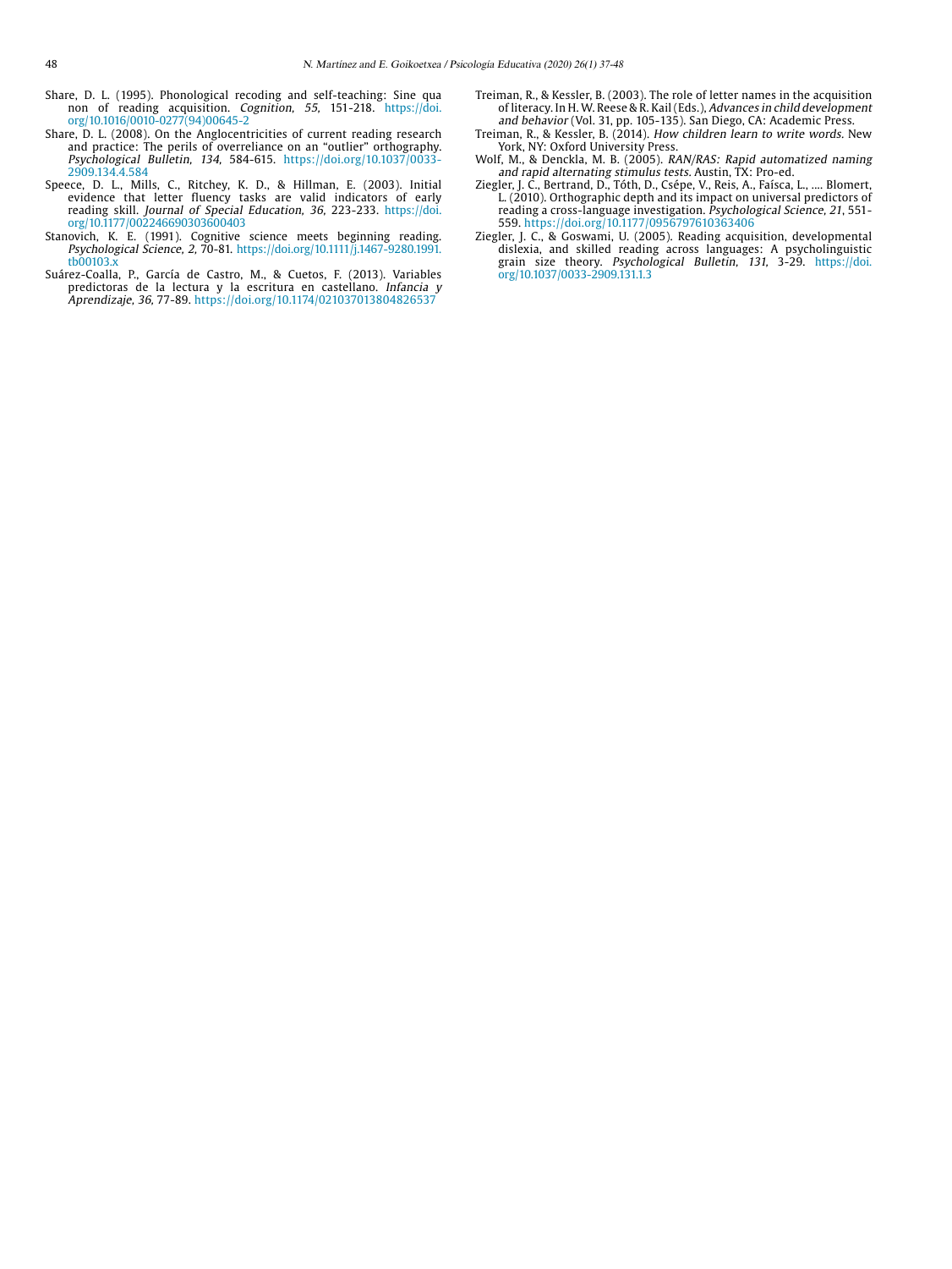Share, D. L. (1995). Phonological recoding and self-teaching: Sine qua non of reading acquisition. *Cognition, 55*, 151-218. https://doi.org/10.1016/0010-0277(94)00645-2

Share, D. L. (2008). On the Anglocentricities of current reading research and practice: The perils of overreliance on an "outlier" orthography. *Psychological Bulletin, 134*, 584-615. https://doi.org/10.1037/0033-2909.134.4.584

Speece, D. L., Mills, C., Ritchey, K. D., & Hillman, E. (2003). Initial evidence that letter fluency tasks are valid indicators of early reading skill. *Journal of Special Education, 36*, 223-233. https://doi.org/10.1177/002246690303600403

Stanovich, K. E. (1991). Cognitive science meets beginning reading. *Psychological Science, 2*, 70-81. https://doi.org/10.1111/j.1467-9280.1991.tb00103.x

Suárez-Coalla, P., García de Castro, M., & Cuetos, F. (2013). Variables predictoras de la lectura y la escritura en castellano. *Infancia y Aprendizaje, 36*, 77-89. https://doi.org/10.1174/021037013804826537

Treiman, R., & Kessler, B. (2003). The role of letter names in the acquisition of literacy. In H. W. Reese & R. Kail (Eds.), *Advances in child development and behavior* (Vol. 31, pp. 105-135). San Diego, CA: Academic Press.

Treiman, R., & Kessler, B. (2014). *How children learn to write words*. New York, NY: Oxford University Press.

Wolf, M., & Denckla, M. B. (2005). *RAN/RAS: Rapid automatized naming and rapid alternating stimulus tests*. Austin, TX: Pro-ed.

Ziegler, J. C., Bertrand, D., Tóth, D., Csépe, V., Reis, A., Faísca, L., .... Blomert, L. (2010). Orthographic depth and its impact on universal predictors of reading a cross-language investigation. *Psychological Science, 21*, 551-559. https://doi.org/10.1177/0956797610363406

Ziegler, J. C., & Goswami, U. (2005). Reading acquisition, developmental dislexia, and skilled reading across languages: A psycholinguistic grain size theory. *Psychological Bulletin, 131*, 3-29. https://doi.org/10.1037/0033-2909.131.1.3